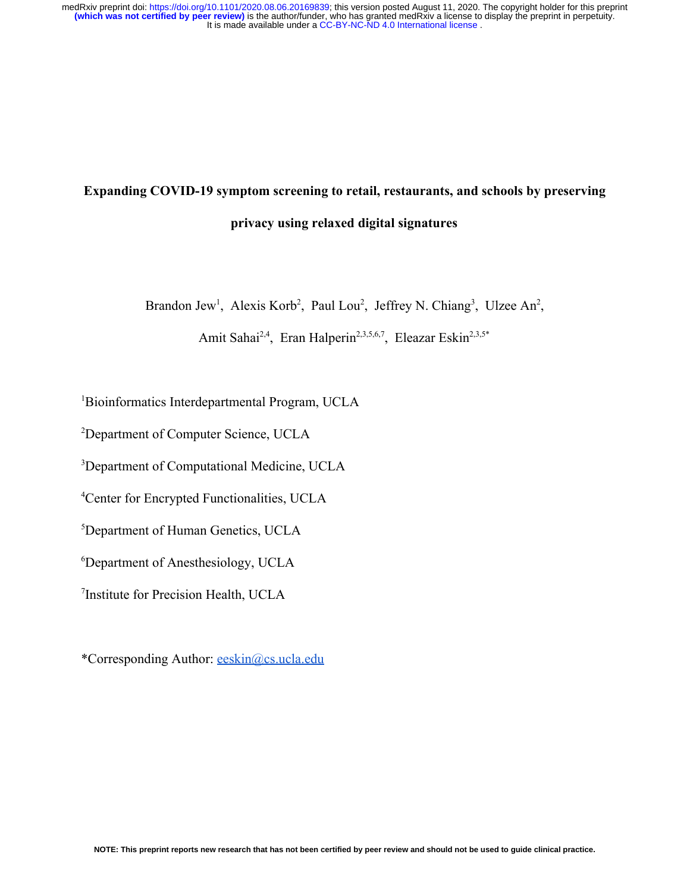# Expanding COVID-19 symptom screening to retail, restaurants, and schools by preserving privacy using relaxed digital signatures

Brandon Jew[1], Alexis Korb[2], Paul Lou[2], Jeffrey N. Chiang[3], Ulzee An[2], Amit Sahai[2,4], Eran Halperin[2,3,5,6,7], Eleazar Eskin[2,3,5*]

[1]Bioinformatics Interdepartmental Program, UCLA

[2]Department of Computer Science, UCLA

[3]Department of Computational Medicine, UCLA

[4]Center for Encrypted Functionalities, UCLA

[5]Department of Human Genetics, UCLA

[6]Department of Anesthesiology, UCLA

[7]Institute for Precision Health, UCLA

*Corresponding Author: eeskin@cs.ucla.edu

NOTE: This preprint reports new research that has not been certified by peer review and should not be used to guide clinical practice.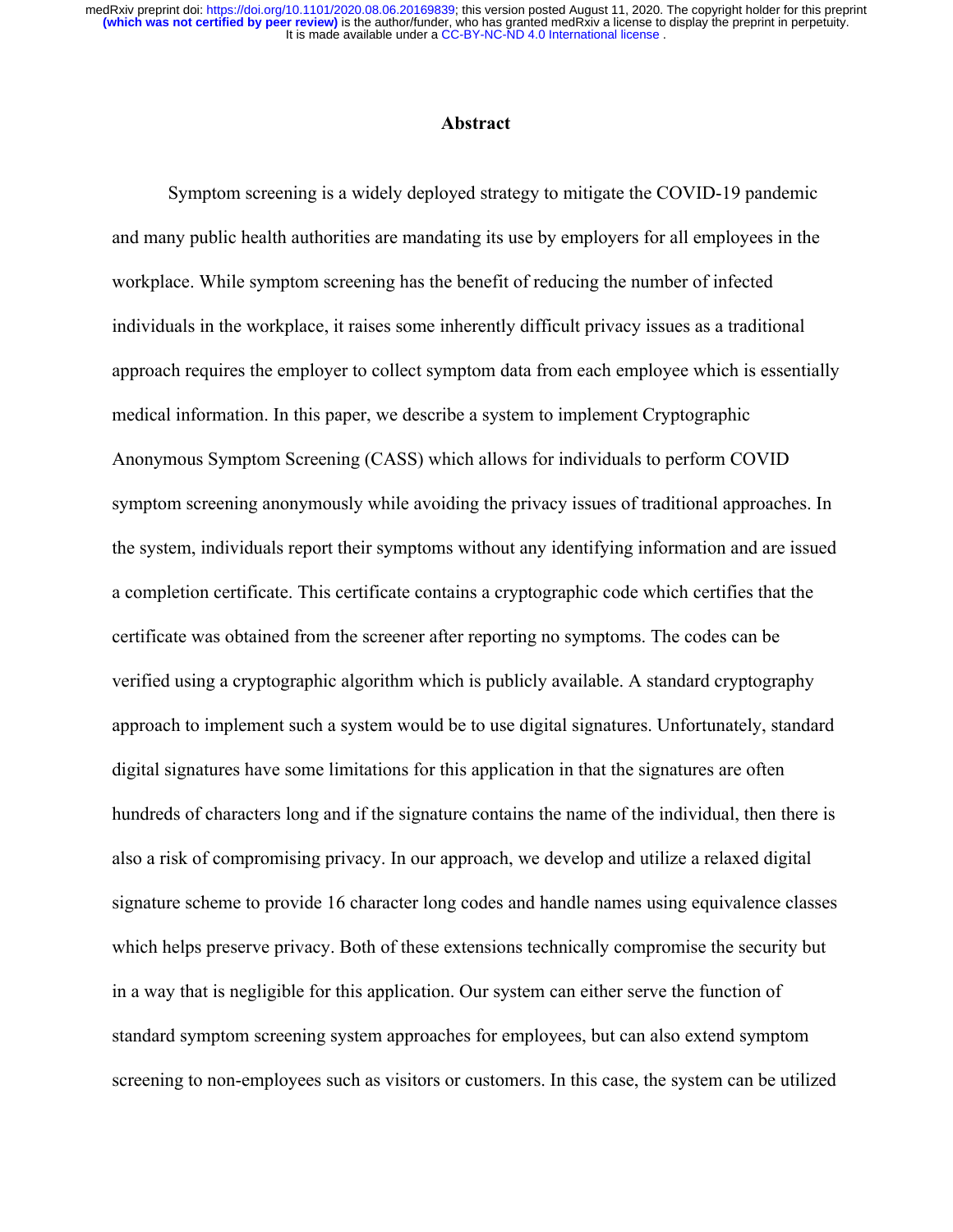## Abstract

Symptom screening is a widely deployed strategy to mitigate the COVID-19 pandemic and many public health authorities are mandating its use by employers for all employees in the workplace. While symptom screening has the benefit of reducing the number of infected individuals in the workplace, it raises some inherently difficult privacy issues as a traditional approach requires the employer to collect symptom data from each employee which is essentially medical information. In this paper, we describe a system to implement Cryptographic Anonymous Symptom Screening (CASS) which allows for individuals to perform COVID symptom screening anonymously while avoiding the privacy issues of traditional approaches. In the system, individuals report their symptoms without any identifying information and are issued a completion certificate. This certificate contains a cryptographic code which certifies that the certificate was obtained from the screener after reporting no symptoms. The codes can be verified using a cryptographic algorithm which is publicly available. A standard cryptography approach to implement such a system would be to use digital signatures. Unfortunately, standard digital signatures have some limitations for this application in that the signatures are often hundreds of characters long and if the signature contains the name of the individual, then there is also a risk of compromising privacy. In our approach, we develop and utilize a relaxed digital signature scheme to provide 16 character long codes and handle names using equivalence classes which helps preserve privacy. Both of these extensions technically compromise the security but in a way that is negligible for this application. Our system can either serve the function of standard symptom screening system approaches for employees, but can also extend symptom screening to non-employees such as visitors or customers. In this case, the system can be utilized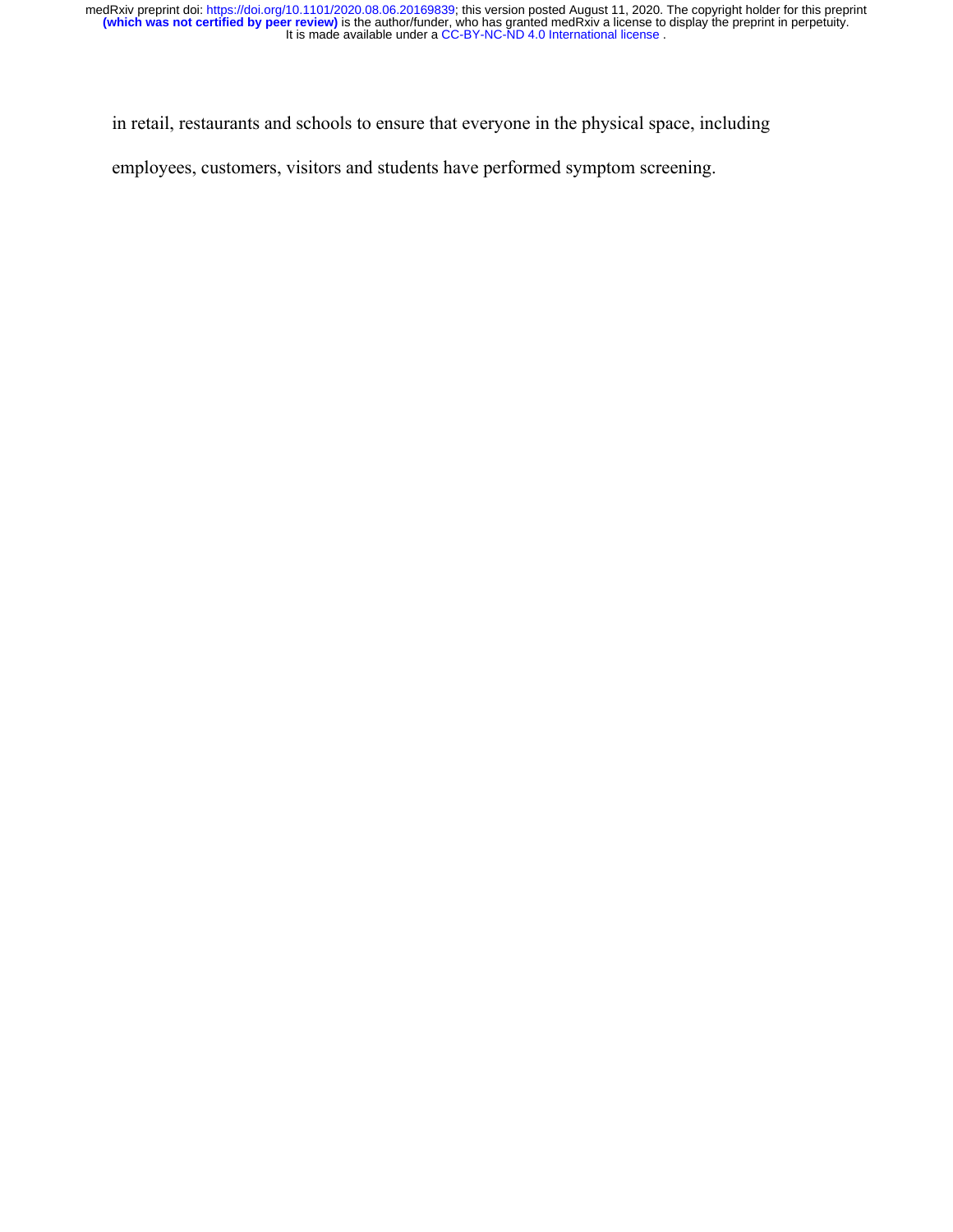in retail, restaurants and schools to ensure that everyone in the physical space, including employees, customers, visitors and students have performed symptom screening.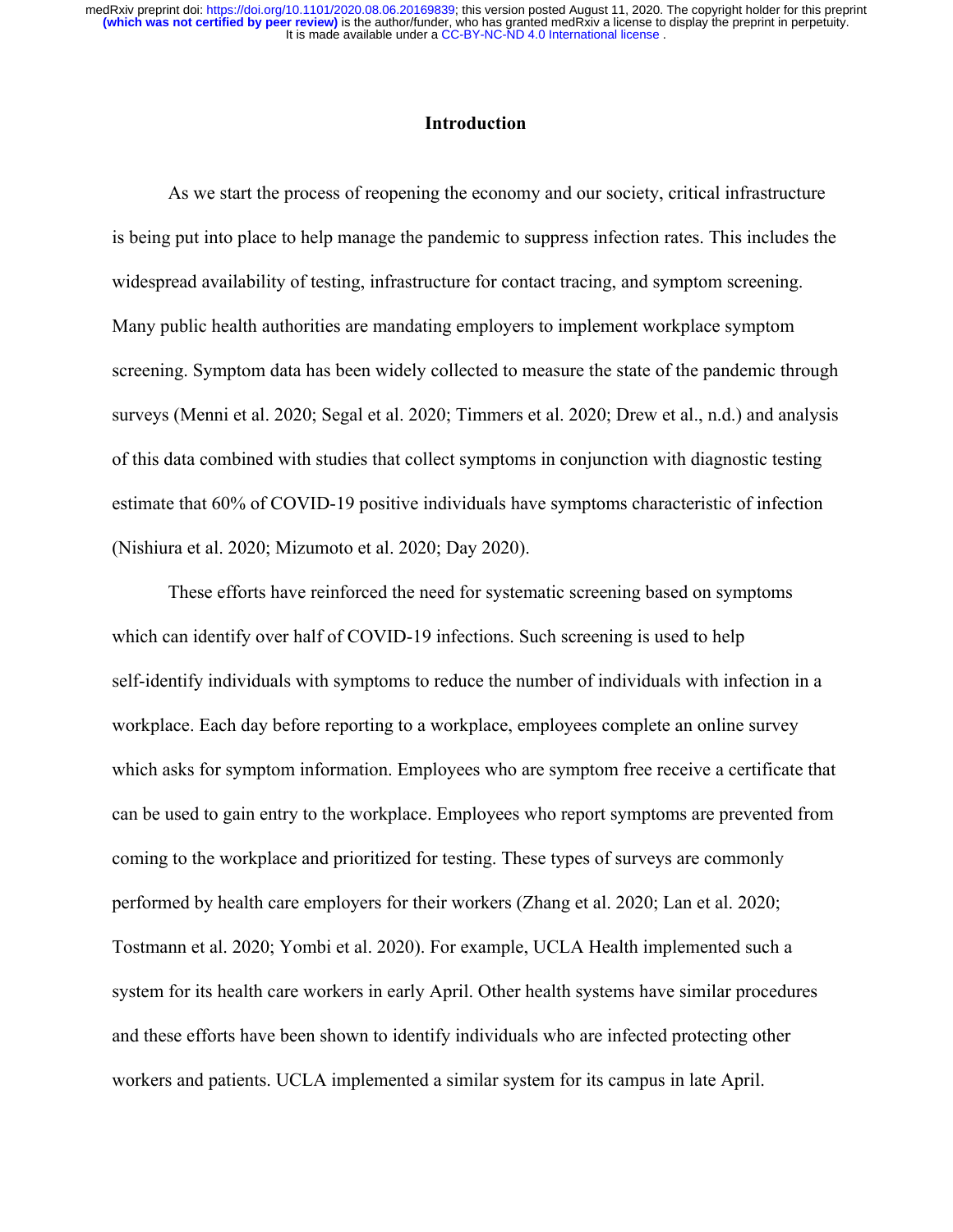## Introduction

As we start the process of reopening the economy and our society, critical infrastructure is being put into place to help manage the pandemic to suppress infection rates. This includes the widespread availability of testing, infrastructure for contact tracing, and symptom screening. Many public health authorities are mandating employers to implement workplace symptom screening. Symptom data has been widely collected to measure the state of the pandemic through surveys (Menni et al. 2020; Segal et al. 2020; Timmers et al. 2020; Drew et al., n.d.) and analysis of this data combined with studies that collect symptoms in conjunction with diagnostic testing estimate that 60% of COVID-19 positive individuals have symptoms characteristic of infection (Nishiura et al. 2020; Mizumoto et al. 2020; Day 2020).

These efforts have reinforced the need for systematic screening based on symptoms which can identify over half of COVID-19 infections. Such screening is used to help self-identify individuals with symptoms to reduce the number of individuals with infection in a workplace. Each day before reporting to a workplace, employees complete an online survey which asks for symptom information. Employees who are symptom free receive a certificate that can be used to gain entry to the workplace. Employees who report symptoms are prevented from coming to the workplace and prioritized for testing. These types of surveys are commonly performed by health care employers for their workers (Zhang et al. 2020; Lan et al. 2020; Tostmann et al. 2020; Yombi et al. 2020). For example, UCLA Health implemented such a system for its health care workers in early April. Other health systems have similar procedures and these efforts have been shown to identify individuals who are infected protecting other workers and patients. UCLA implemented a similar system for its campus in late April.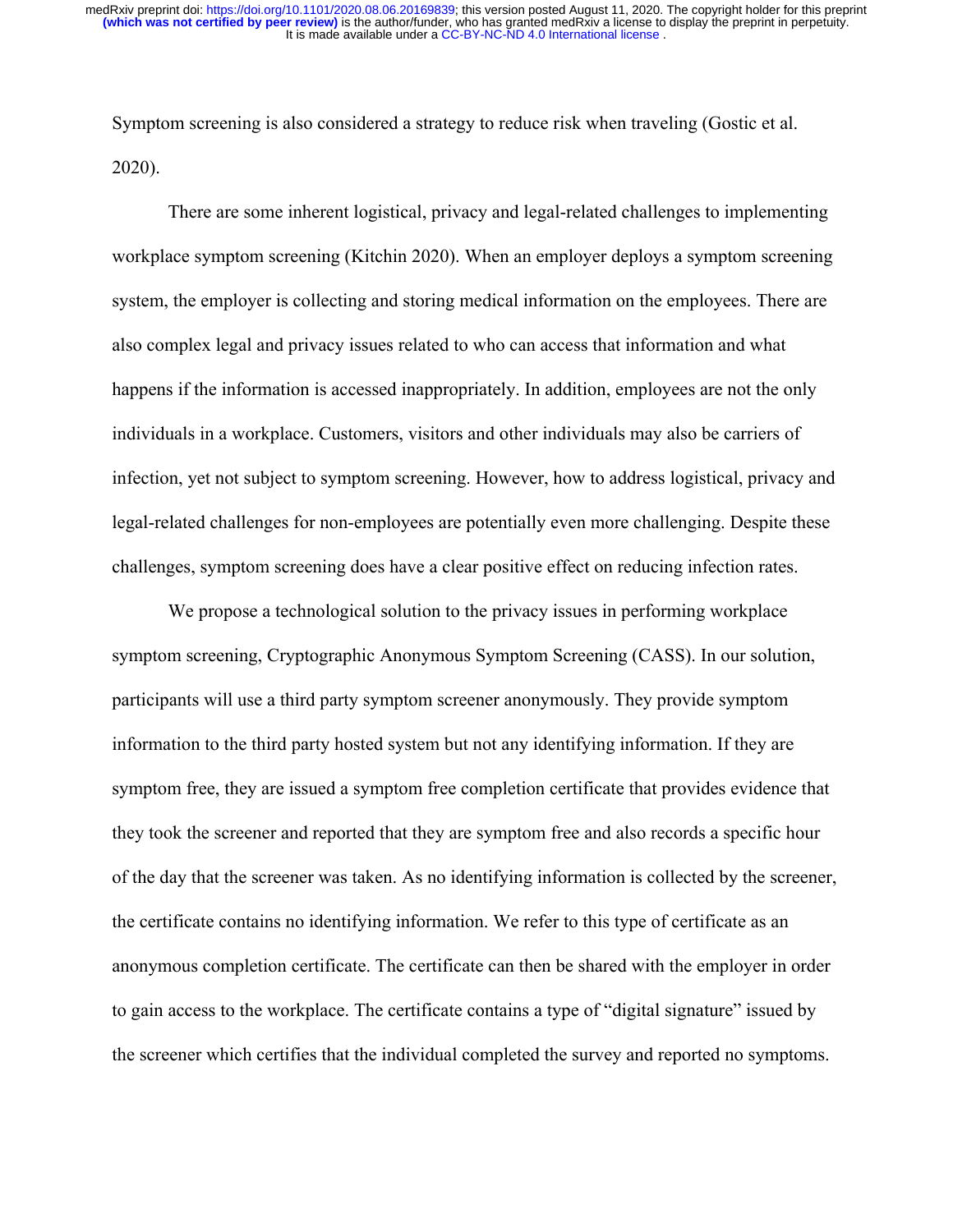Symptom screening is also considered a strategy to reduce risk when traveling (Gostic et al. 2020).

There are some inherent logistical, privacy and legal-related challenges to implementing workplace symptom screening (Kitchin 2020). When an employer deploys a symptom screening system, the employer is collecting and storing medical information on the employees. There are also complex legal and privacy issues related to who can access that information and what happens if the information is accessed inappropriately. In addition, employees are not the only individuals in a workplace. Customers, visitors and other individuals may also be carriers of infection, yet not subject to symptom screening. However, how to address logistical, privacy and legal-related challenges for non-employees are potentially even more challenging. Despite these challenges, symptom screening does have a clear positive effect on reducing infection rates.

We propose a technological solution to the privacy issues in performing workplace symptom screening, Cryptographic Anonymous Symptom Screening (CASS). In our solution, participants will use a third party symptom screener anonymously. They provide symptom information to the third party hosted system but not any identifying information. If they are symptom free, they are issued a symptom free completion certificate that provides evidence that they took the screener and reported that they are symptom free and also records a specific hour of the day that the screener was taken. As no identifying information is collected by the screener, the certificate contains no identifying information. We refer to this type of certificate as an anonymous completion certificate. The certificate can then be shared with the employer in order to gain access to the workplace. The certificate contains a type of "digital signature" issued by the screener which certifies that the individual completed the survey and reported no symptoms.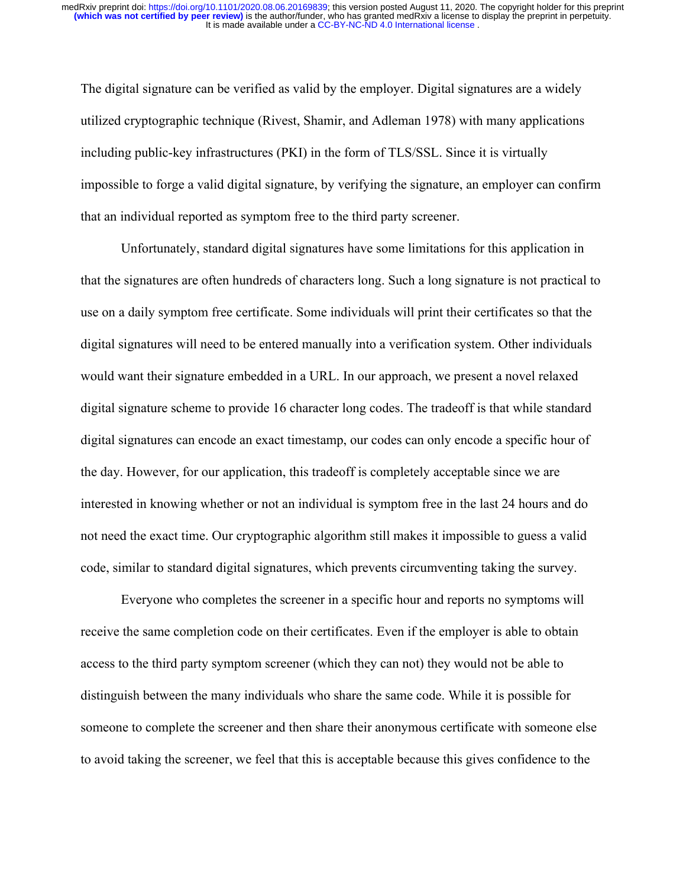The digital signature can be verified as valid by the employer. Digital signatures are a widely utilized cryptographic technique (Rivest, Shamir, and Adleman 1978) with many applications including public-key infrastructures (PKI) in the form of TLS/SSL. Since it is virtually impossible to forge a valid digital signature, by verifying the signature, an employer can confirm that an individual reported as symptom free to the third party screener.

Unfortunately, standard digital signatures have some limitations for this application in that the signatures are often hundreds of characters long. Such a long signature is not practical to use on a daily symptom free certificate. Some individuals will print their certificates so that the digital signatures will need to be entered manually into a verification system. Other individuals would want their signature embedded in a URL. In our approach, we present a novel relaxed digital signature scheme to provide 16 character long codes. The tradeoff is that while standard digital signatures can encode an exact timestamp, our codes can only encode a specific hour of the day. However, for our application, this tradeoff is completely acceptable since we are interested in knowing whether or not an individual is symptom free in the last 24 hours and do not need the exact time. Our cryptographic algorithm still makes it impossible to guess a valid code, similar to standard digital signatures, which prevents circumventing taking the survey.

Everyone who completes the screener in a specific hour and reports no symptoms will receive the same completion code on their certificates. Even if the employer is able to obtain access to the third party symptom screener (which they can not) they would not be able to distinguish between the many individuals who share the same code. While it is possible for someone to complete the screener and then share their anonymous certificate with someone else to avoid taking the screener, we feel that this is acceptable because this gives confidence to the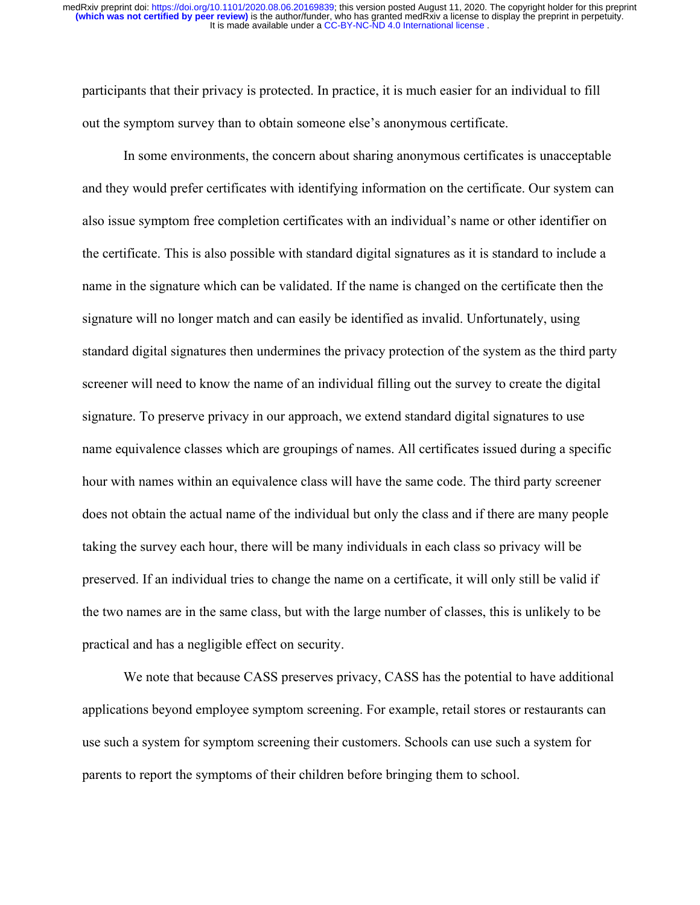participants that their privacy is protected. In practice, it is much easier for an individual to fill out the symptom survey than to obtain someone else's anonymous certificate.

In some environments, the concern about sharing anonymous certificates is unacceptable and they would prefer certificates with identifying information on the certificate. Our system can also issue symptom free completion certificates with an individual's name or other identifier on the certificate. This is also possible with standard digital signatures as it is standard to include a name in the signature which can be validated. If the name is changed on the certificate then the signature will no longer match and can easily be identified as invalid. Unfortunately, using standard digital signatures then undermines the privacy protection of the system as the third party screener will need to know the name of an individual filling out the survey to create the digital signature. To preserve privacy in our approach, we extend standard digital signatures to use name equivalence classes which are groupings of names. All certificates issued during a specific hour with names within an equivalence class will have the same code. The third party screener does not obtain the actual name of the individual but only the class and if there are many people taking the survey each hour, there will be many individuals in each class so privacy will be preserved. If an individual tries to change the name on a certificate, it will only still be valid if the two names are in the same class, but with the large number of classes, this is unlikely to be practical and has a negligible effect on security.

We note that because CASS preserves privacy, CASS has the potential to have additional applications beyond employee symptom screening. For example, retail stores or restaurants can use such a system for symptom screening their customers. Schools can use such a system for parents to report the symptoms of their children before bringing them to school.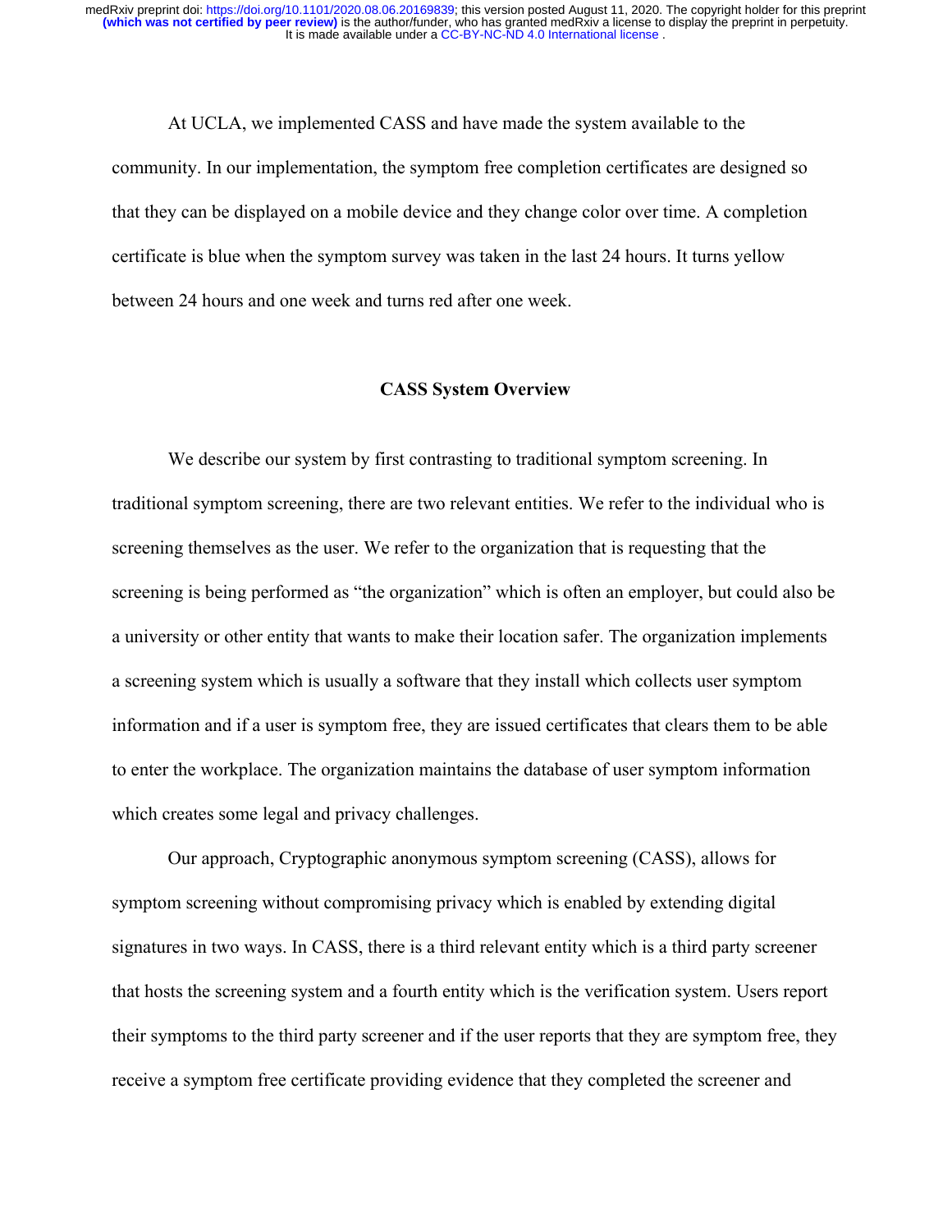At UCLA, we implemented CASS and have made the system available to the community. In our implementation, the symptom free completion certificates are designed so that they can be displayed on a mobile device and they change color over time. A completion certificate is blue when the symptom survey was taken in the last 24 hours. It turns yellow between 24 hours and one week and turns red after one week.

## CASS System Overview

We describe our system by first contrasting to traditional symptom screening. In traditional symptom screening, there are two relevant entities. We refer to the individual who is screening themselves as the user. We refer to the organization that is requesting that the screening is being performed as "the organization" which is often an employer, but could also be a university or other entity that wants to make their location safer. The organization implements a screening system which is usually a software that they install which collects user symptom information and if a user is symptom free, they are issued certificates that clears them to be able to enter the workplace. The organization maintains the database of user symptom information which creates some legal and privacy challenges.

Our approach, Cryptographic anonymous symptom screening (CASS), allows for symptom screening without compromising privacy which is enabled by extending digital signatures in two ways. In CASS, there is a third relevant entity which is a third party screener that hosts the screening system and a fourth entity which is the verification system. Users report their symptoms to the third party screener and if the user reports that they are symptom free, they receive a symptom free certificate providing evidence that they completed the screener and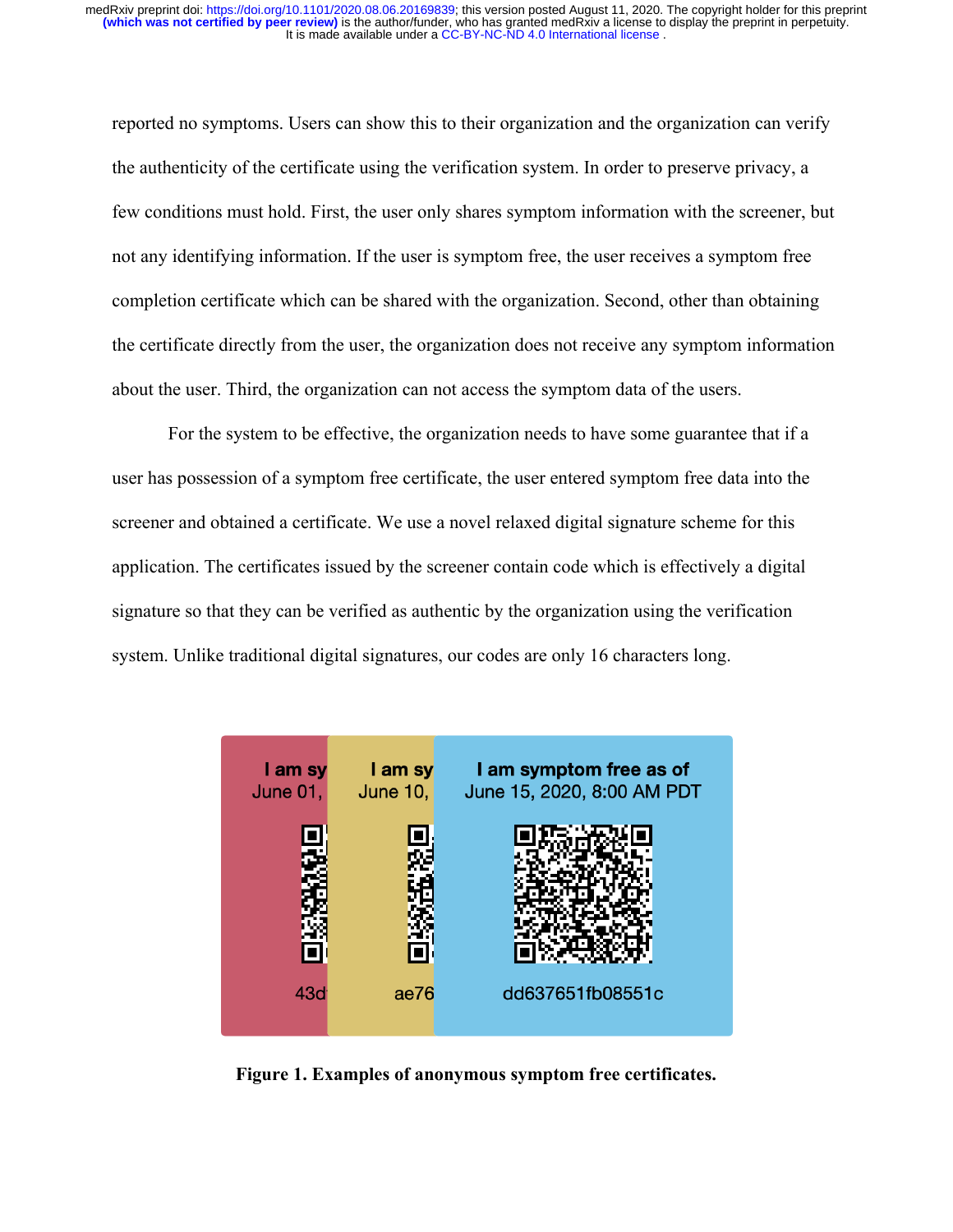reported no symptoms. Users can show this to their organization and the organization can verify the authenticity of the certificate using the verification system. In order to preserve privacy, a few conditions must hold. First, the user only shares symptom information with the screener, but not any identifying information. If the user is symptom free, the user receives a symptom free completion certificate which can be shared with the organization. Second, other than obtaining the certificate directly from the user, the organization does not receive any symptom information about the user. Third, the organization can not access the symptom data of the users.

For the system to be effective, the organization needs to have some guarantee that if a user has possession of a symptom free certificate, the user entered symptom free data into the screener and obtained a certificate. We use a novel relaxed digital signature scheme for this application. The certificates issued by the screener contain code which is effectively a digital signature so that they can be verified as authentic by the organization using the verification system. Unlike traditional digital signatures, our codes are only 16 characters long.

**Figure 1. Examples of anonymous symptom free certificates.**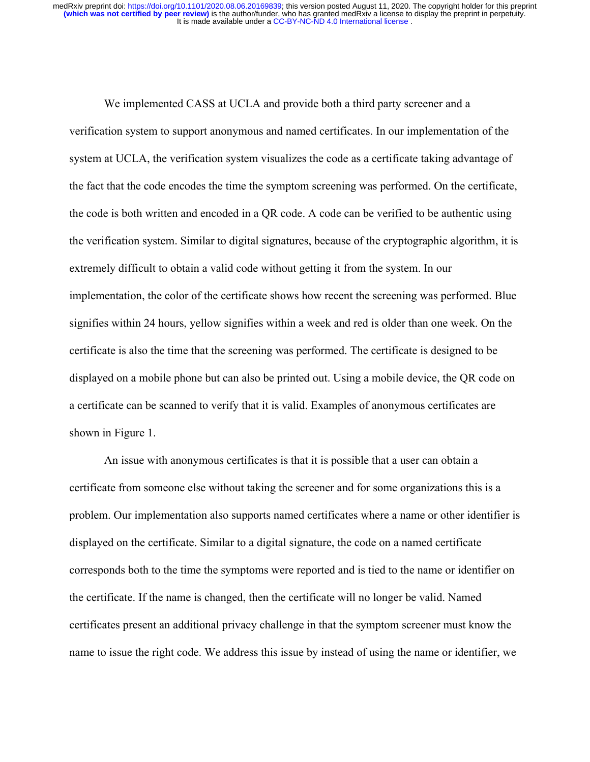We implemented CASS at UCLA and provide both a third party screener and a verification system to support anonymous and named certificates. In our implementation of the system at UCLA, the verification system visualizes the code as a certificate taking advantage of the fact that the code encodes the time the symptom screening was performed. On the certificate, the code is both written and encoded in a QR code. A code can be verified to be authentic using the verification system. Similar to digital signatures, because of the cryptographic algorithm, it is extremely difficult to obtain a valid code without getting it from the system. In our implementation, the color of the certificate shows how recent the screening was performed. Blue signifies within 24 hours, yellow signifies within a week and red is older than one week. On the certificate is also the time that the screening was performed. The certificate is designed to be displayed on a mobile phone but can also be printed out. Using a mobile device, the QR code on a certificate can be scanned to verify that it is valid. Examples of anonymous certificates are shown in Figure 1.

An issue with anonymous certificates is that it is possible that a user can obtain a certificate from someone else without taking the screener and for some organizations this is a problem. Our implementation also supports named certificates where a name or other identifier is displayed on the certificate. Similar to a digital signature, the code on a named certificate corresponds both to the time the symptoms were reported and is tied to the name or identifier on the certificate. If the name is changed, then the certificate will no longer be valid. Named certificates present an additional privacy challenge in that the symptom screener must know the name to issue the right code. We address this issue by instead of using the name or identifier, we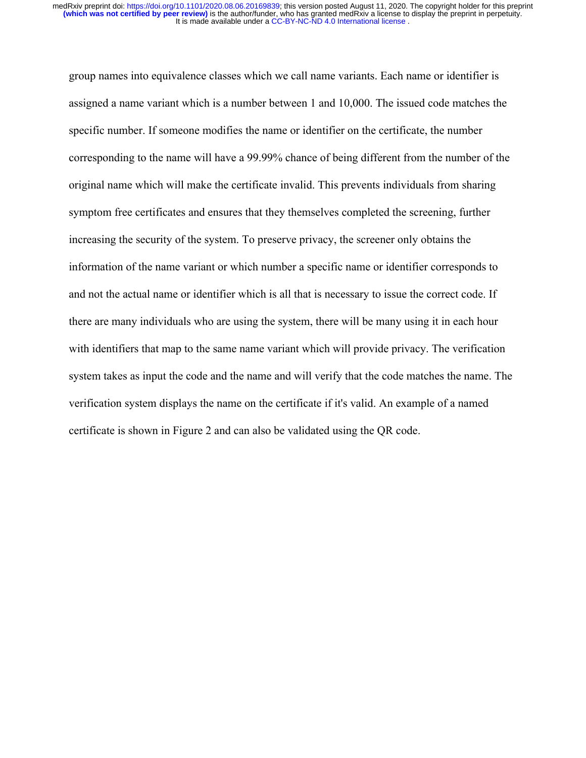group names into equivalence classes which we call name variants. Each name or identifier is assigned a name variant which is a number between 1 and 10,000. The issued code matches the specific number. If someone modifies the name or identifier on the certificate, the number corresponding to the name will have a 99.99% chance of being different from the number of the original name which will make the certificate invalid. This prevents individuals from sharing symptom free certificates and ensures that they themselves completed the screening, further increasing the security of the system. To preserve privacy, the screener only obtains the information of the name variant or which number a specific name or identifier corresponds to and not the actual name or identifier which is all that is necessary to issue the correct code. If there are many individuals who are using the system, there will be many using it in each hour with identifiers that map to the same name variant which will provide privacy. The verification system takes as input the code and the name and will verify that the code matches the name. The verification system displays the name on the certificate if it's valid. An example of a named certificate is shown in Figure 2 and can also be validated using the QR code.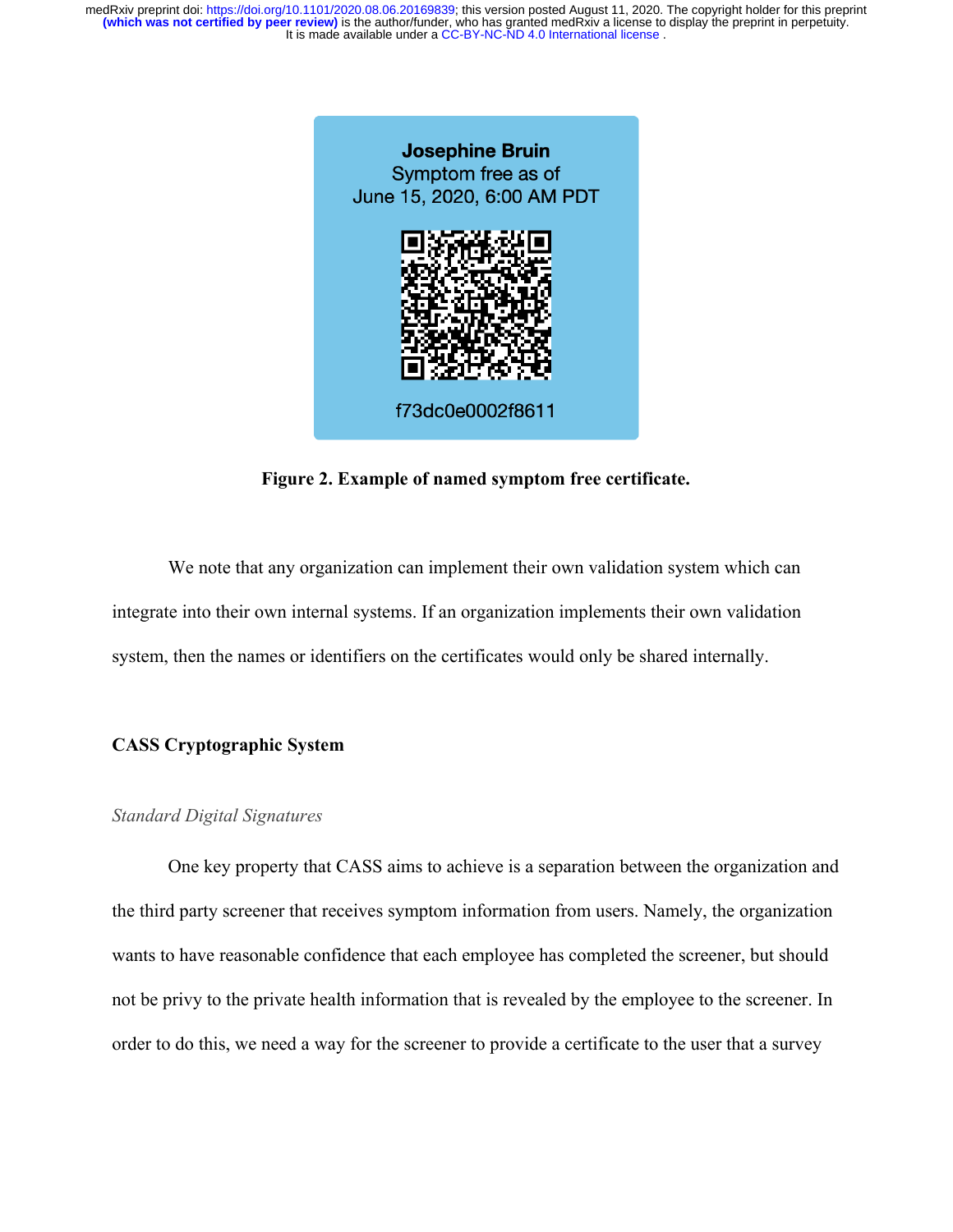Josephine Bruin
Symptom free as of
June 15, 2020, 6:00 AM PDT

f73dc0e0002f8611

**Figure 2. Example of named symptom free certificate.**

We note that any organization can implement their own validation system which can integrate into their own internal systems. If an organization implements their own validation system, then the names or identifiers on the certificates would only be shared internally.

### CASS Cryptographic System

#### *Standard Digital Signatures*

One key property that CASS aims to achieve is a separation between the organization and the third party screener that receives symptom information from users. Namely, the organization wants to have reasonable confidence that each employee has completed the screener, but should not be privy to the private health information that is revealed by the employee to the screener. In order to do this, we need a way for the screener to provide a certificate to the user that a survey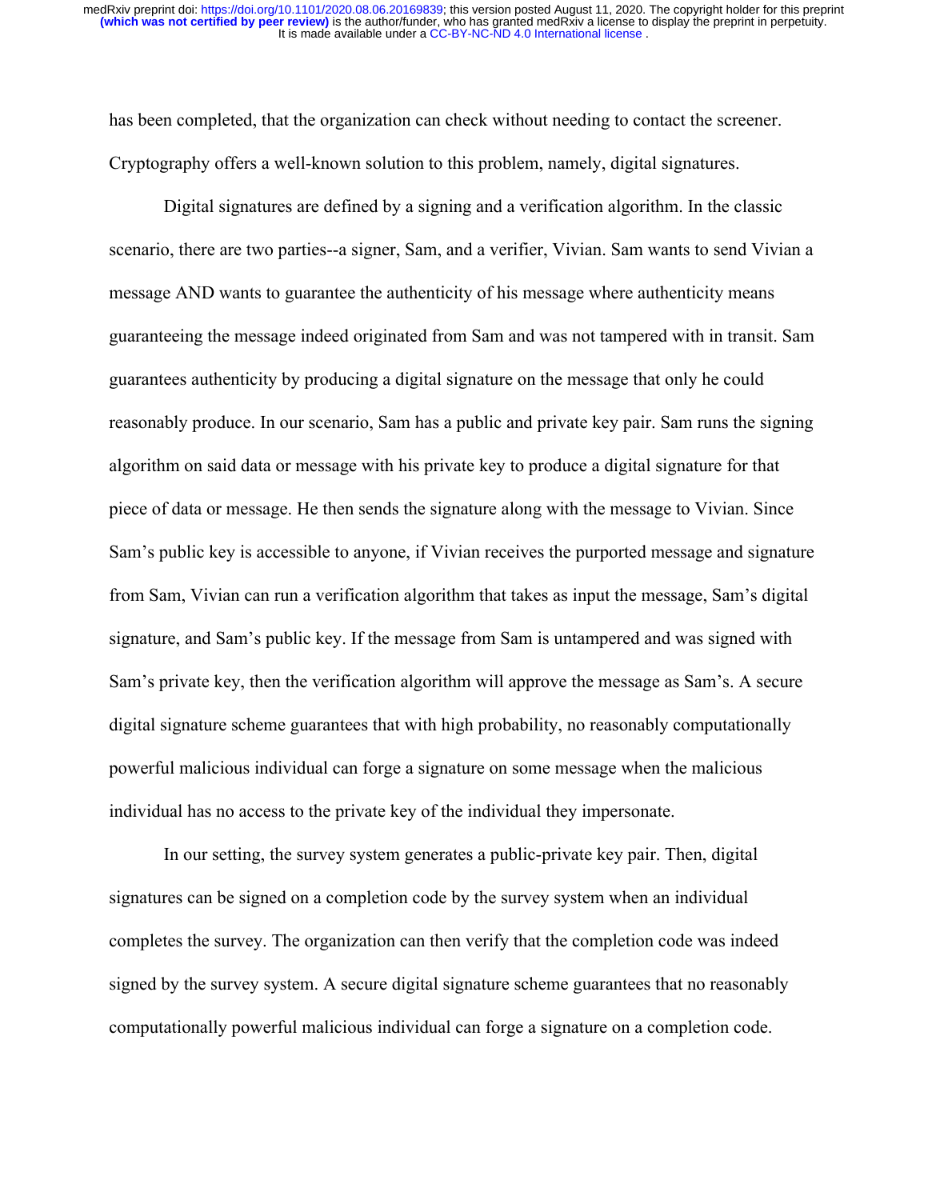has been completed, that the organization can check without needing to contact the screener. Cryptography offers a well-known solution to this problem, namely, digital signatures.

Digital signatures are defined by a signing and a verification algorithm. In the classic scenario, there are two parties--a signer, Sam, and a verifier, Vivian. Sam wants to send Vivian a message AND wants to guarantee the authenticity of his message where authenticity means guaranteeing the message indeed originated from Sam and was not tampered with in transit. Sam guarantees authenticity by producing a digital signature on the message that only he could reasonably produce. In our scenario, Sam has a public and private key pair. Sam runs the signing algorithm on said data or message with his private key to produce a digital signature for that piece of data or message. He then sends the signature along with the message to Vivian. Since Sam's public key is accessible to anyone, if Vivian receives the purported message and signature from Sam, Vivian can run a verification algorithm that takes as input the message, Sam's digital signature, and Sam's public key. If the message from Sam is untampered and was signed with Sam's private key, then the verification algorithm will approve the message as Sam's. A secure digital signature scheme guarantees that with high probability, no reasonably computationally powerful malicious individual can forge a signature on some message when the malicious individual has no access to the private key of the individual they impersonate.

In our setting, the survey system generates a public-private key pair. Then, digital signatures can be signed on a completion code by the survey system when an individual completes the survey. The organization can then verify that the completion code was indeed signed by the survey system. A secure digital signature scheme guarantees that no reasonably computationally powerful malicious individual can forge a signature on a completion code.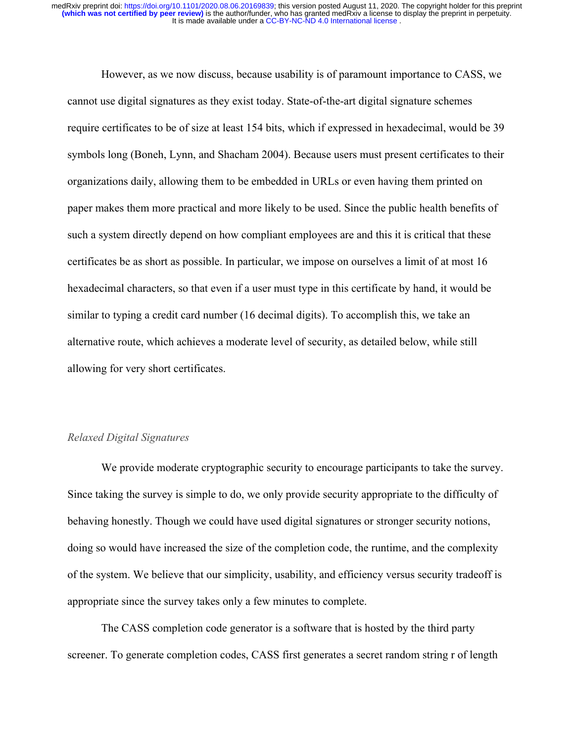However, as we now discuss, because usability is of paramount importance to CASS, we cannot use digital signatures as they exist today. State-of-the-art digital signature schemes require certificates to be of size at least 154 bits, which if expressed in hexadecimal, would be 39 symbols long (Boneh, Lynn, and Shacham 2004). Because users must present certificates to their organizations daily, allowing them to be embedded in URLs or even having them printed on paper makes them more practical and more likely to be used. Since the public health benefits of such a system directly depend on how compliant employees are and this it is critical that these certificates be as short as possible. In particular, we impose on ourselves a limit of at most 16 hexadecimal characters, so that even if a user must type in this certificate by hand, it would be similar to typing a credit card number (16 decimal digits). To accomplish this, we take an alternative route, which achieves a moderate level of security, as detailed below, while still allowing for very short certificates.

### *Relaxed Digital Signatures*

We provide moderate cryptographic security to encourage participants to take the survey. Since taking the survey is simple to do, we only provide security appropriate to the difficulty of behaving honestly. Though we could have used digital signatures or stronger security notions, doing so would have increased the size of the completion code, the runtime, and the complexity of the system. We believe that our simplicity, usability, and efficiency versus security tradeoff is appropriate since the survey takes only a few minutes to complete.

The CASS completion code generator is a software that is hosted by the third party screener. To generate completion codes, CASS first generates a secret random string r of length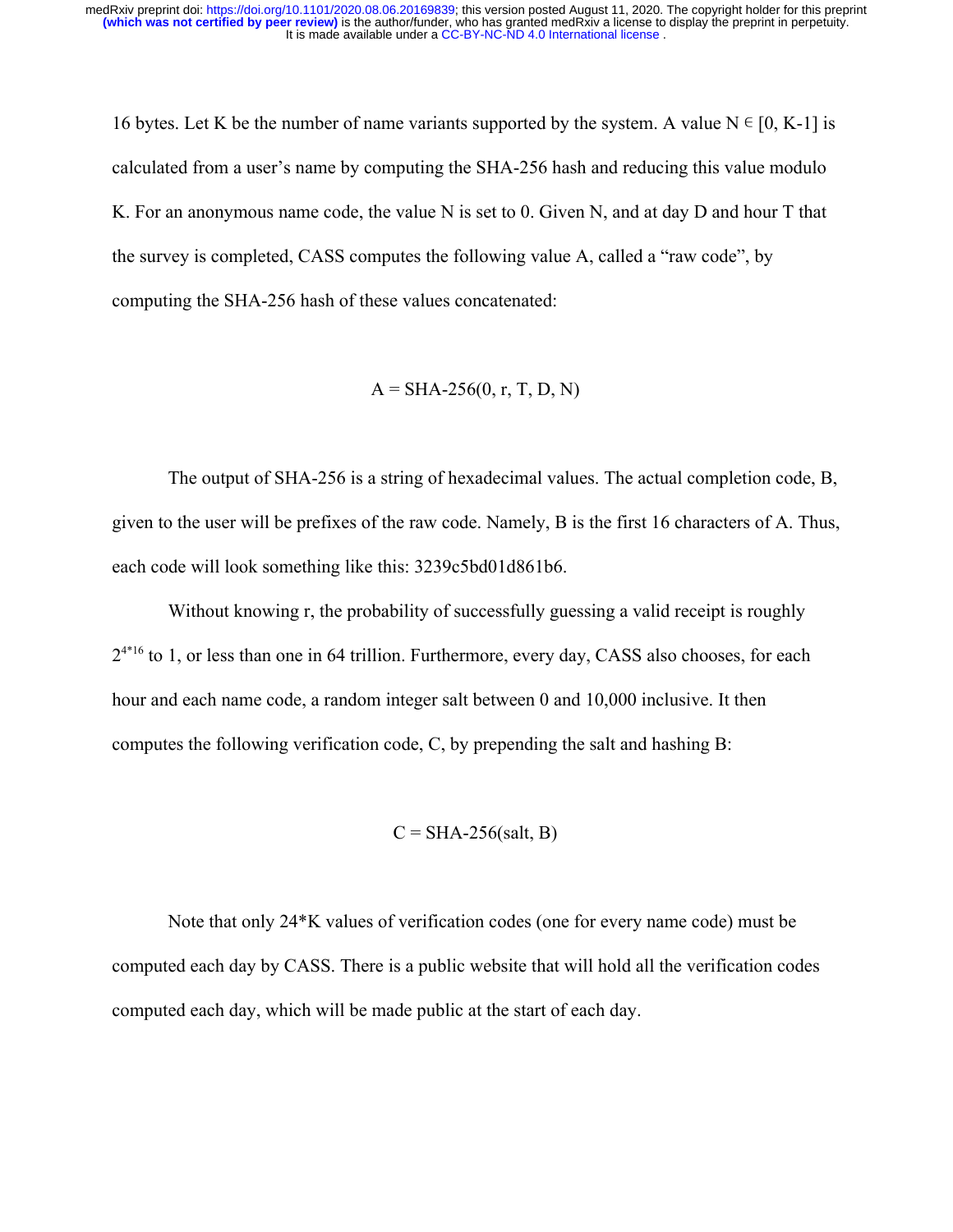16 bytes. Let K be the number of name variants supported by the system. A value $N \in [0, K-1]$ is calculated from a user's name by computing the SHA-256 hash and reducing this value modulo K. For an anonymous name code, the value N is set to 0. Given N, and at day D and hour T that the survey is completed, CASS computes the following value A, called a "raw code", by computing the SHA-256 hash of these values concatenated:

$$A = \text{SHA-256}(0, r, T, D, N)$$

The output of SHA-256 is a string of hexadecimal values. The actual completion code, B, given to the user will be prefixes of the raw code. Namely, B is the first 16 characters of A. Thus, each code will look something like this: 3239c5bd01d861b6.

Without knowing r, the probability of successfully guessing a valid receipt is roughly $2^{4*16}$ to 1, or less than one in 64 trillion. Furthermore, every day, CASS also chooses, for each hour and each name code, a random integer salt between 0 and 10,000 inclusive. It then computes the following verification code, C, by prepending the salt and hashing B:

$$C = \text{SHA-256}(\text{salt}, B)$$

Note that only 24*K values of verification codes (one for every name code) must be computed each day by CASS. There is a public website that will hold all the verification codes computed each day, which will be made public at the start of each day.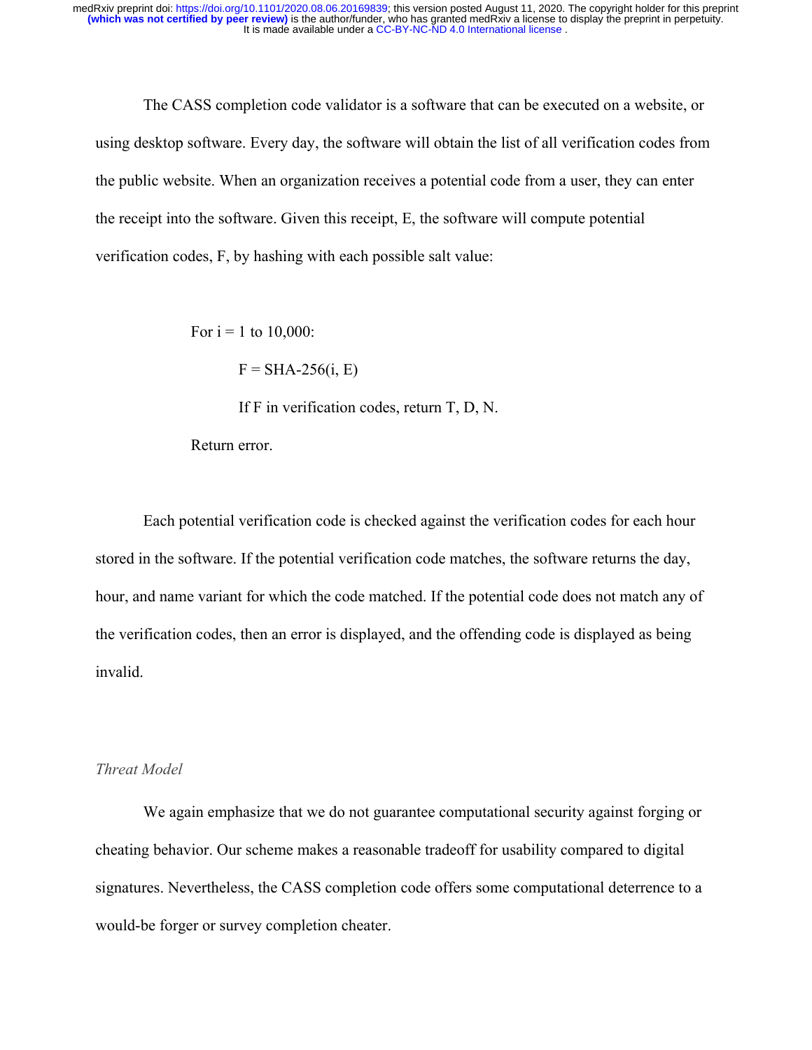The CASS completion code validator is a software that can be executed on a website, or using desktop software. Every day, the software will obtain the list of all verification codes from the public website. When an organization receives a potential code from a user, they can enter the receipt into the software. Given this receipt, E, the software will compute potential verification codes, F, by hashing with each possible salt value:

```
For i = 1 to 10,000:
    F = SHA-256(i, E)
    If F in verification codes, return T, D, N.
Return error.
```

Each potential verification code is checked against the verification codes for each hour stored in the software. If the potential verification code matches, the software returns the day, hour, and name variant for which the code matched. If the potential code does not match any of the verification codes, then an error is displayed, and the offending code is displayed as being invalid.

### *Threat Model*

We again emphasize that we do not guarantee computational security against forging or cheating behavior. Our scheme makes a reasonable tradeoff for usability compared to digital signatures. Nevertheless, the CASS completion code offers some computational deterrence to a would-be forger or survey completion cheater.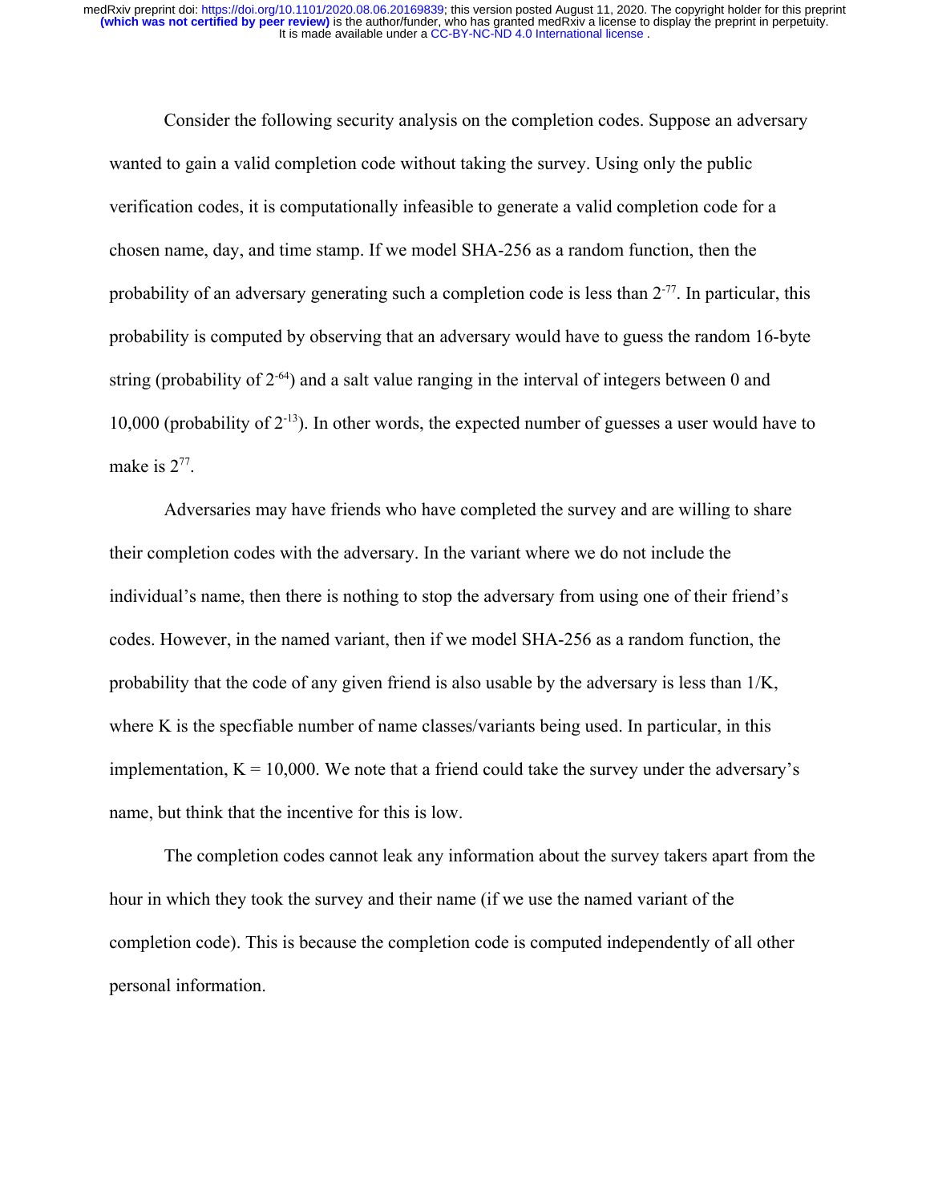Consider the following security analysis on the completion codes. Suppose an adversary wanted to gain a valid completion code without taking the survey. Using only the public verification codes, it is computationally infeasible to generate a valid completion code for a chosen name, day, and time stamp. If we model SHA-256 as a random function, then the probability of an adversary generating such a completion code is less than $2^{-77}$. In particular, this probability is computed by observing that an adversary would have to guess the random 16-byte string (probability of $2^{-64}$) and a salt value ranging in the interval of integers between 0 and 10,000 (probability of $2^{-13}$). In other words, the expected number of guesses a user would have to make is $2^{77}$.

Adversaries may have friends who have completed the survey and are willing to share their completion codes with the adversary. In the variant where we do not include the individual's name, then there is nothing to stop the adversary from using one of their friend's codes. However, in the named variant, then if we model SHA-256 as a random function, the probability that the code of any given friend is also usable by the adversary is less than 1/K, where K is the specfiable number of name classes/variants being used. In particular, in this implementation, K = 10,000. We note that a friend could take the survey under the adversary's name, but think that the incentive for this is low.

The completion codes cannot leak any information about the survey takers apart from the hour in which they took the survey and their name (if we use the named variant of the completion code). This is because the completion code is computed independently of all other personal information.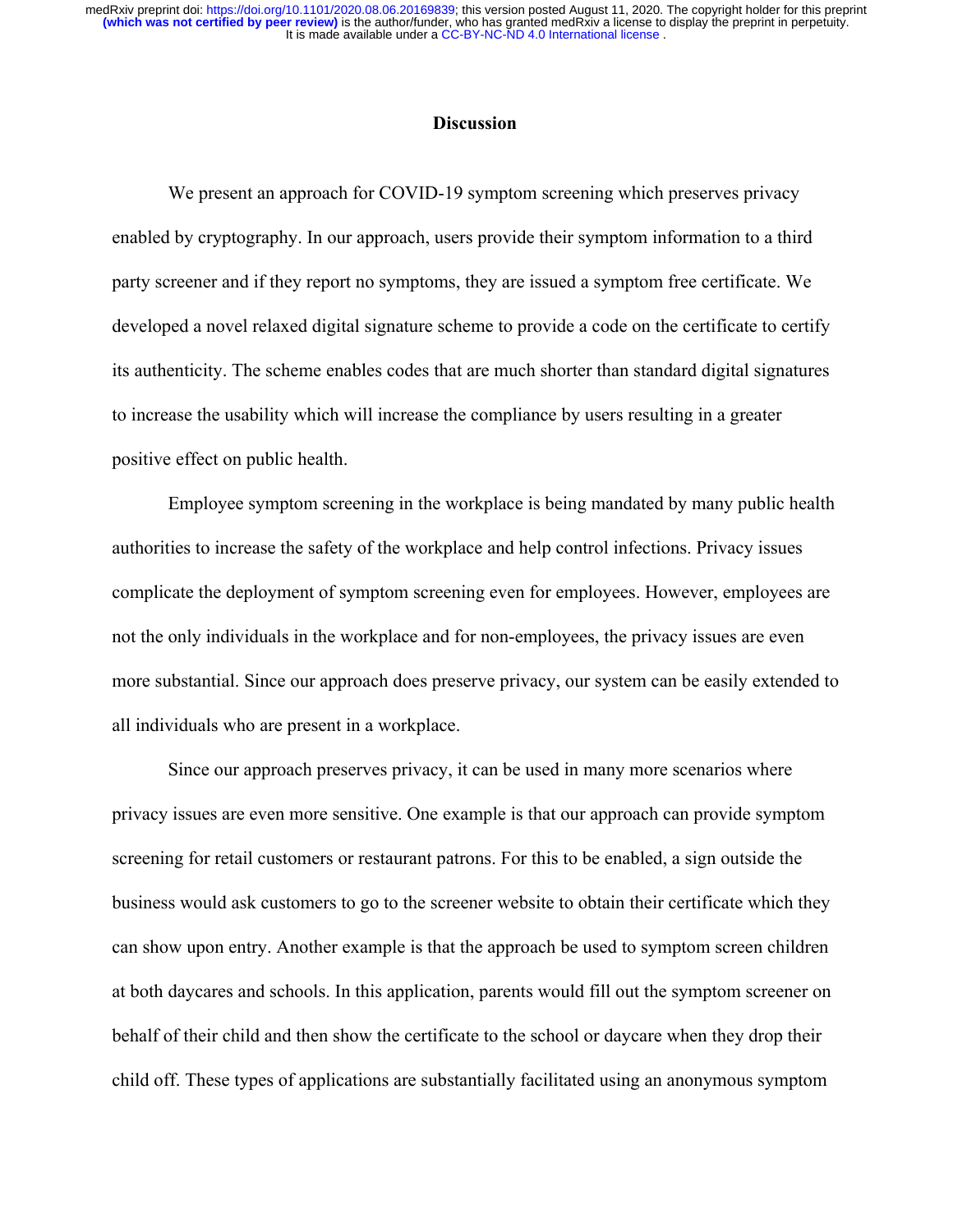## Discussion

We present an approach for COVID-19 symptom screening which preserves privacy enabled by cryptography. In our approach, users provide their symptom information to a third party screener and if they report no symptoms, they are issued a symptom free certificate. We developed a novel relaxed digital signature scheme to provide a code on the certificate to certify its authenticity. The scheme enables codes that are much shorter than standard digital signatures to increase the usability which will increase the compliance by users resulting in a greater positive effect on public health.

Employee symptom screening in the workplace is being mandated by many public health authorities to increase the safety of the workplace and help control infections. Privacy issues complicate the deployment of symptom screening even for employees. However, employees are not the only individuals in the workplace and for non-employees, the privacy issues are even more substantial. Since our approach does preserve privacy, our system can be easily extended to all individuals who are present in a workplace.

Since our approach preserves privacy, it can be used in many more scenarios where privacy issues are even more sensitive. One example is that our approach can provide symptom screening for retail customers or restaurant patrons. For this to be enabled, a sign outside the business would ask customers to go to the screener website to obtain their certificate which they can show upon entry. Another example is that the approach be used to symptom screen children at both daycares and schools. In this application, parents would fill out the symptom screener on behalf of their child and then show the certificate to the school or daycare when they drop their child off. These types of applications are substantially facilitated using an anonymous symptom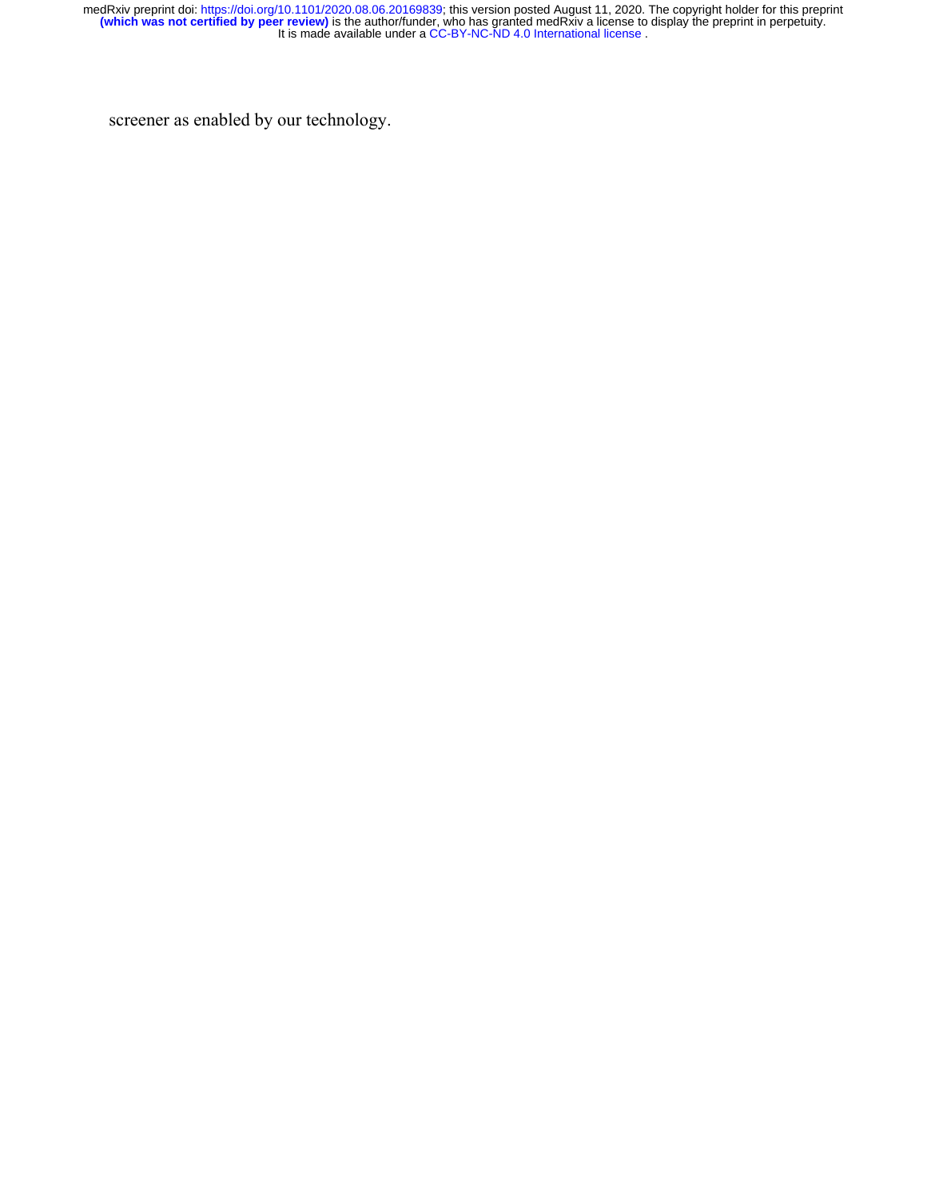screener as enabled by our technology.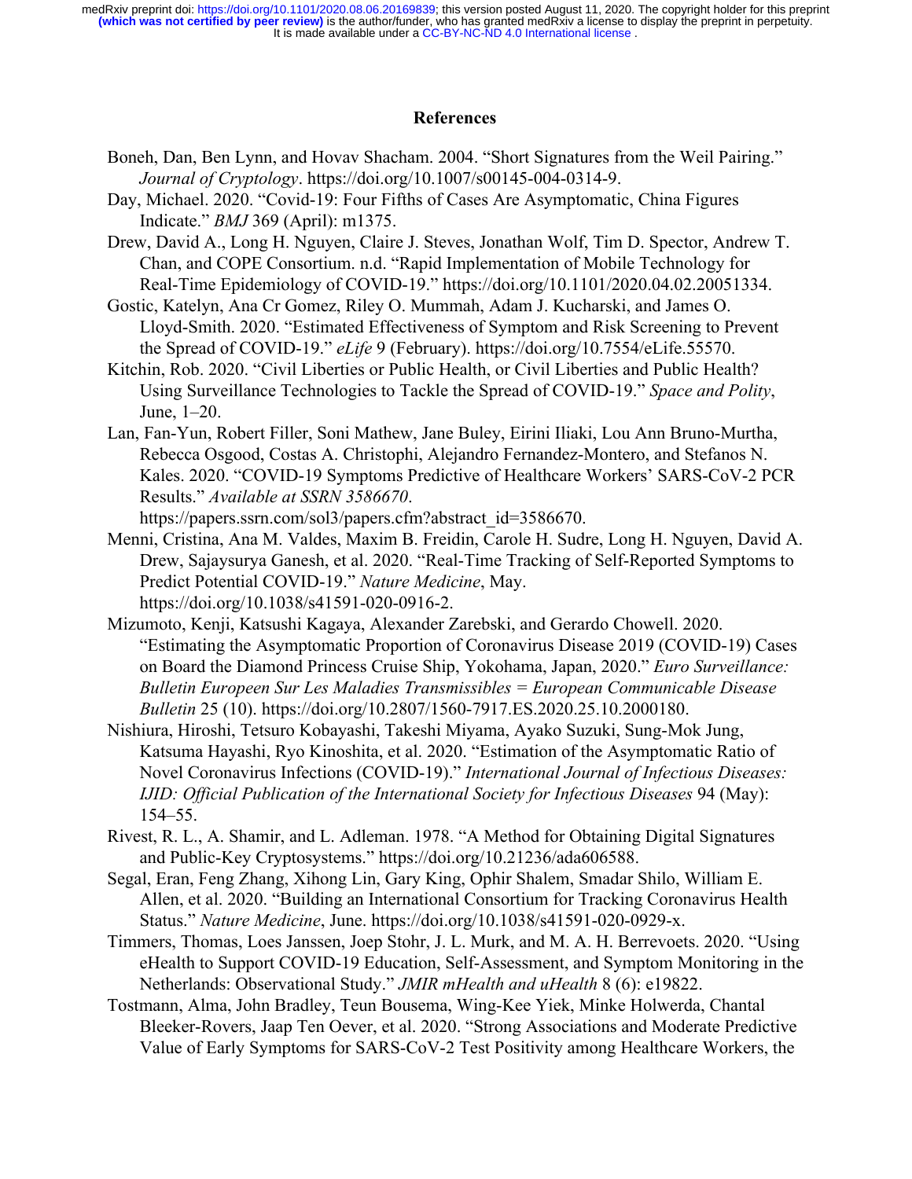## References

Boneh, Dan, Ben Lynn, and Hovav Shacham. 2004. “Short Signatures from the Weil Pairing.” *Journal of Cryptology*. https://doi.org/10.1007/s00145-004-0314-9.

Day, Michael. 2020. “Covid-19: Four Fifths of Cases Are Asymptomatic, China Figures Indicate.” *BMJ* 369 (April): m1375.

Drew, David A., Long H. Nguyen, Claire J. Steves, Jonathan Wolf, Tim D. Spector, Andrew T. Chan, and COPE Consortium. n.d. “Rapid Implementation of Mobile Technology for Real-Time Epidemiology of COVID-19.” https://doi.org/10.1101/2020.04.02.20051334.

Gostic, Katelyn, Ana Cr Gomez, Riley O. Mummah, Adam J. Kucharski, and James O. Lloyd-Smith. 2020. “Estimated Effectiveness of Symptom and Risk Screening to Prevent the Spread of COVID-19.” *eLife* 9 (February). https://doi.org/10.7554/eLife.55570.

Kitchin, Rob. 2020. “Civil Liberties or Public Health, or Civil Liberties and Public Health? Using Surveillance Technologies to Tackle the Spread of COVID-19.” *Space and Polity*, June, 1–20.

Lan, Fan-Yun, Robert Filler, Soni Mathew, Jane Buley, Eirini Iliaki, Lou Ann Bruno-Murtha, Rebecca Osgood, Costas A. Christophi, Alejandro Fernandez-Montero, and Stefanos N. Kales. 2020. “COVID-19 Symptoms Predictive of Healthcare Workers’ SARS-CoV-2 PCR Results.” *Available at SSRN 3586670*. https://papers.ssrn.com/sol3/papers.cfm?abstract_id=3586670.

Menni, Cristina, Ana M. Valdes, Maxim B. Freidin, Carole H. Sudre, Long H. Nguyen, David A. Drew, Sajaysurya Ganesh, et al. 2020. “Real-Time Tracking of Self-Reported Symptoms to Predict Potential COVID-19.” *Nature Medicine*, May. https://doi.org/10.1038/s41591-020-0916-2.

Mizumoto, Kenji, Katsushi Kagaya, Alexander Zarebski, and Gerardo Chowell. 2020. “Estimating the Asymptomatic Proportion of Coronavirus Disease 2019 (COVID-19) Cases on Board the Diamond Princess Cruise Ship, Yokohama, Japan, 2020.” *Euro Surveillance: Bulletin Europeen Sur Les Maladies Transmissibles = European Communicable Disease Bulletin* 25 (10). https://doi.org/10.2807/1560-7917.ES.2020.25.10.2000180.

Nishiura, Hiroshi, Tetsuro Kobayashi, Takeshi Miyama, Ayako Suzuki, Sung-Mok Jung, Katsuma Hayashi, Ryo Kinoshita, et al. 2020. “Estimation of the Asymptomatic Ratio of Novel Coronavirus Infections (COVID-19).” *International Journal of Infectious Diseases: IJID: Official Publication of the International Society for Infectious Diseases* 94 (May): 154–55.

Rivest, R. L., A. Shamir, and L. Adleman. 1978. “A Method for Obtaining Digital Signatures and Public-Key Cryptosystems.” https://doi.org/10.21236/ada606588.

Segal, Eran, Feng Zhang, Xihong Lin, Gary King, Ophir Shalem, Smadar Shilo, William E. Allen, et al. 2020. “Building an International Consortium for Tracking Coronavirus Health Status.” *Nature Medicine*, June. https://doi.org/10.1038/s41591-020-0929-x.

Timmers, Thomas, Loes Janssen, Joep Stohr, J. L. Murk, and M. A. H. Berrevoets. 2020. “Using eHealth to Support COVID-19 Education, Self-Assessment, and Symptom Monitoring in the Netherlands: Observational Study.” *JMIR mHealth and uHealth* 8 (6): e19822.

Tostmann, Alma, John Bradley, Teun Bousema, Wing-Kee Yiek, Minke Holwerda, Chantal Bleeker-Rovers, Jaap Ten Oever, et al. 2020. “Strong Associations and Moderate Predictive Value of Early Symptoms for SARS-CoV-2 Test Positivity among Healthcare Workers, the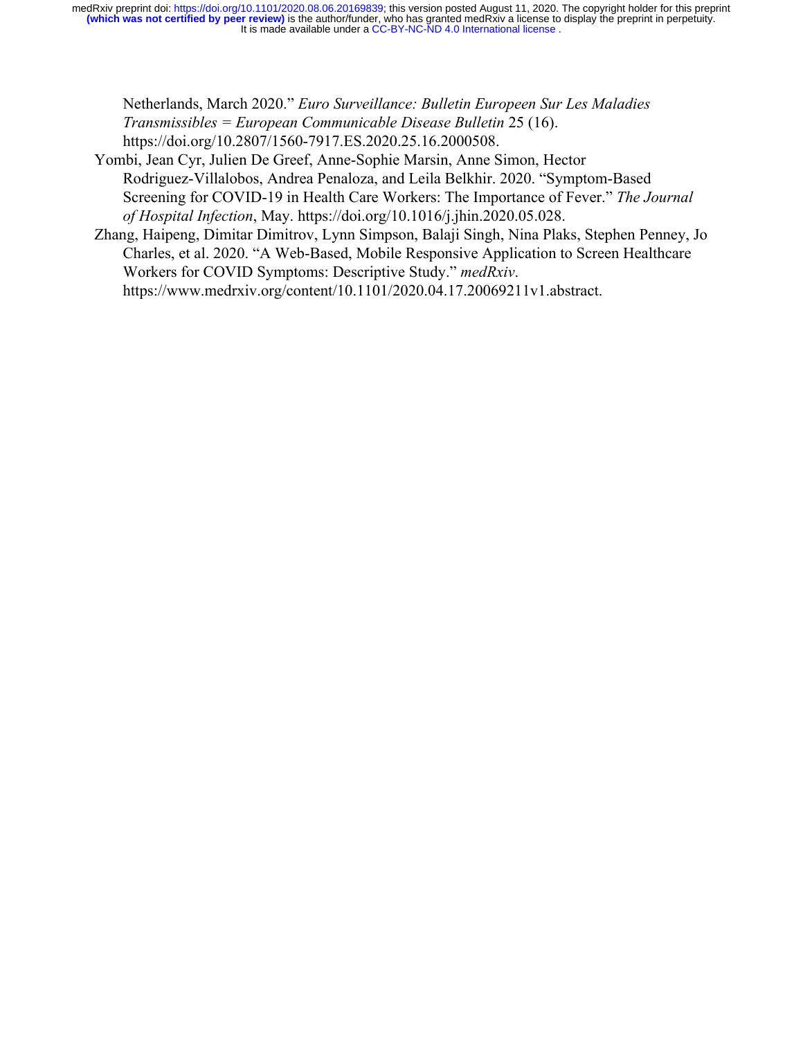Netherlands, March 2020." *Euro Surveillance: Bulletin Europeen Sur Les Maladies Transmissibles = European Communicable Disease Bulletin* 25 (16). https://doi.org/10.2807/1560-7917.ES.2020.25.16.2000508.

Yombi, Jean Cyr, Julien De Greef, Anne-Sophie Marsin, Anne Simon, Hector Rodriguez-Villalobos, Andrea Penaloza, and Leila Belkhir. 2020. "Symptom-Based Screening for COVID-19 in Health Care Workers: The Importance of Fever." *The Journal of Hospital Infection*, May. https://doi.org/10.1016/j.jhin.2020.05.028.

Zhang, Haipeng, Dimitar Dimitrov, Lynn Simpson, Balaji Singh, Nina Plaks, Stephen Penney, Jo Charles, et al. 2020. "A Web-Based, Mobile Responsive Application to Screen Healthcare Workers for COVID Symptoms: Descriptive Study." *medRxiv*. https://www.medrxiv.org/content/10.1101/2020.04.17.20069211v1.abstract.